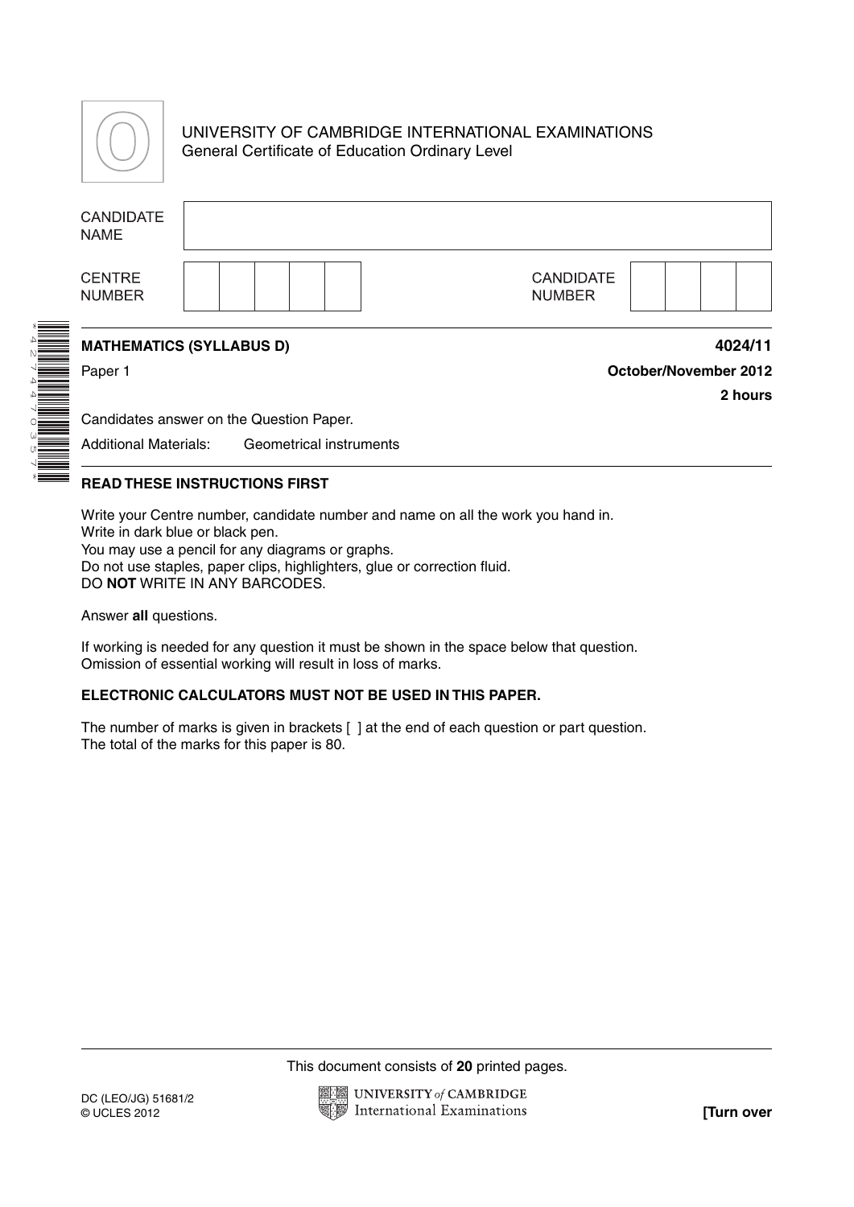UNIVERSITY OF CAMBRIDGE INTERNATIONAL EXAMINATIONS
General Certificate of Education Ordinary Level

| | | | |
|---|---|---|---|
| CANDIDATE NAME | | | |
| CENTRE NUMBER | | CANDIDATE NUMBER | |

**MATHEMATICS (SYLLABUS D)** **4024/11**

Paper 1 **October/November 2012**

**2 hours**

Candidates answer on the Question Paper.

Additional Materials: Geometrical instruments

## READ THESE INSTRUCTIONS FIRST

Write your Centre number, candidate number and name on all the work you hand in.
Write in dark blue or black pen.
You may use a pencil for any diagrams or graphs.
Do not use staples, paper clips, highlighters, glue or correction fluid.
DO **NOT** WRITE IN ANY BARCODES.

Answer **all** questions.

If working is needed for any question it must be shown in the space below that question.
Omission of essential working will result in loss of marks.

**ELECTRONIC CALCULATORS MUST NOT BE USED IN THIS PAPER.**

The number of marks is given in brackets [ ] at the end of each question or part question.
The total of the marks for this paper is 80.

This document consists of **20** printed pages.

DC (LEO/JG) 51681/2
© UCLES 2012

**[Turn over**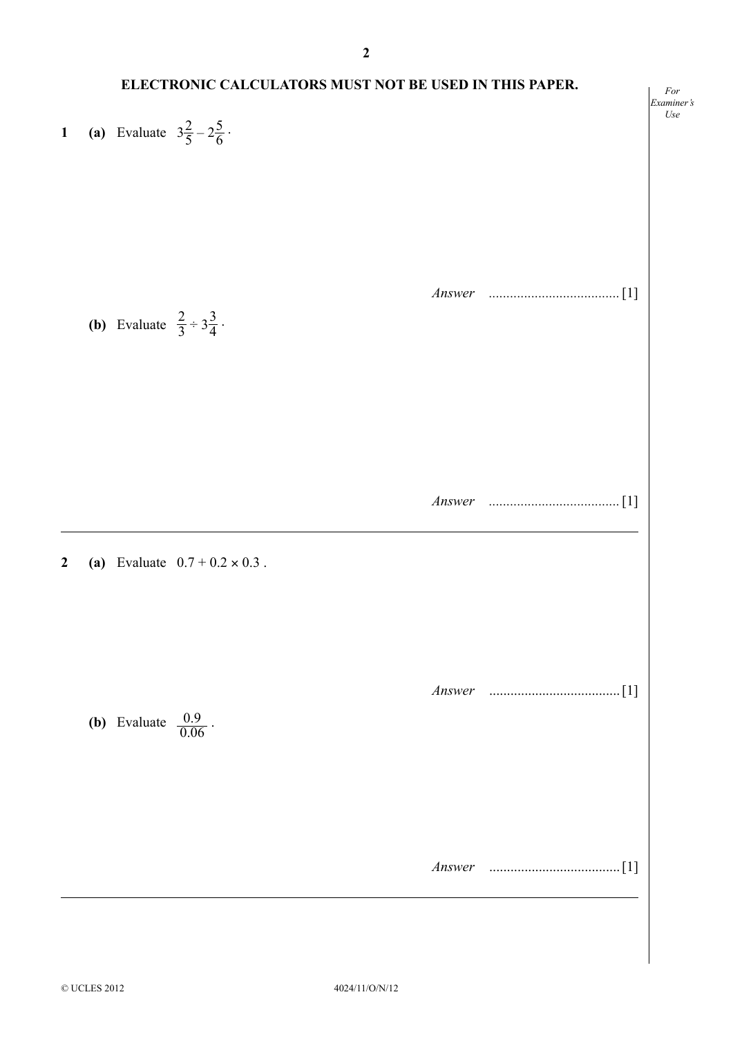**ELECTRONIC CALCULATORS MUST NOT BE USED IN THIS PAPER.**

**1** **(a)** Evaluate $3\frac{2}{5} - 2\frac{5}{6}$.

*Answer* ..................................... [1]

**(b)** Evaluate $\frac{2}{3} \div 3\frac{3}{4}$.

*Answer* ..................................... [1]

---

**2** **(a)** Evaluate $0.7 + 0.2 \times 0.3$.

*Answer* ..................................... [1]

**(b)** Evaluate $\frac{0.9}{0.06}$.

*Answer* ..................................... [1]

---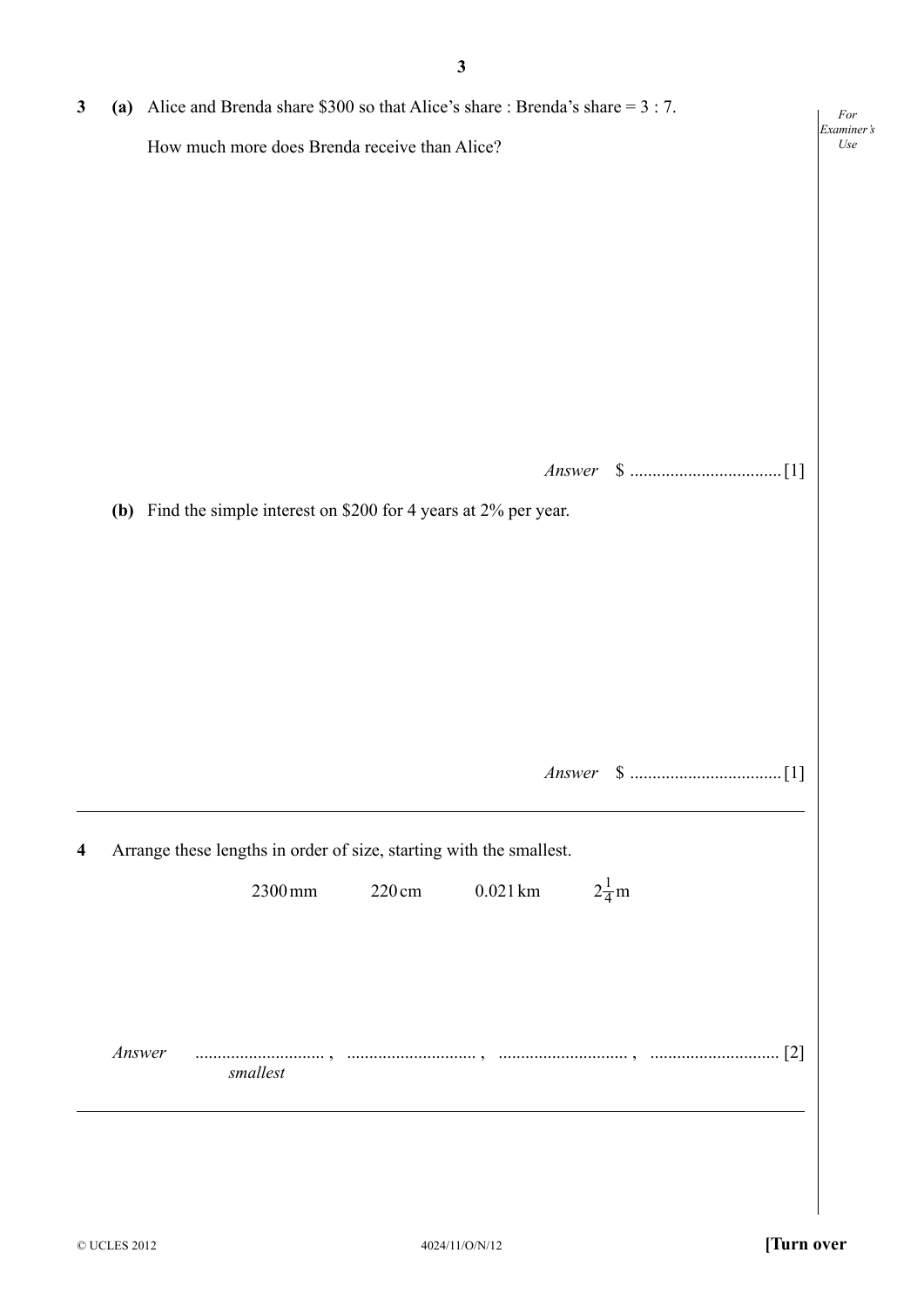**3** **(a)** Alice and Brenda share \$300 so that Alice's share : Brenda's share = 3 : 7.

How much more does Brenda receive than Alice?

*Answer* \$ ................................. [1]

**(b)** Find the simple interest on \$200 for 4 years at 2% per year.

*Answer* \$ ................................. [1]

---

**4** Arrange these lengths in order of size, starting with the smallest.

2300 mm     220 cm     0.021 km     $2\frac{1}{4}$ m

*Answer* ............................. , ............................. , ............................. , ............................. [2]
*smallest*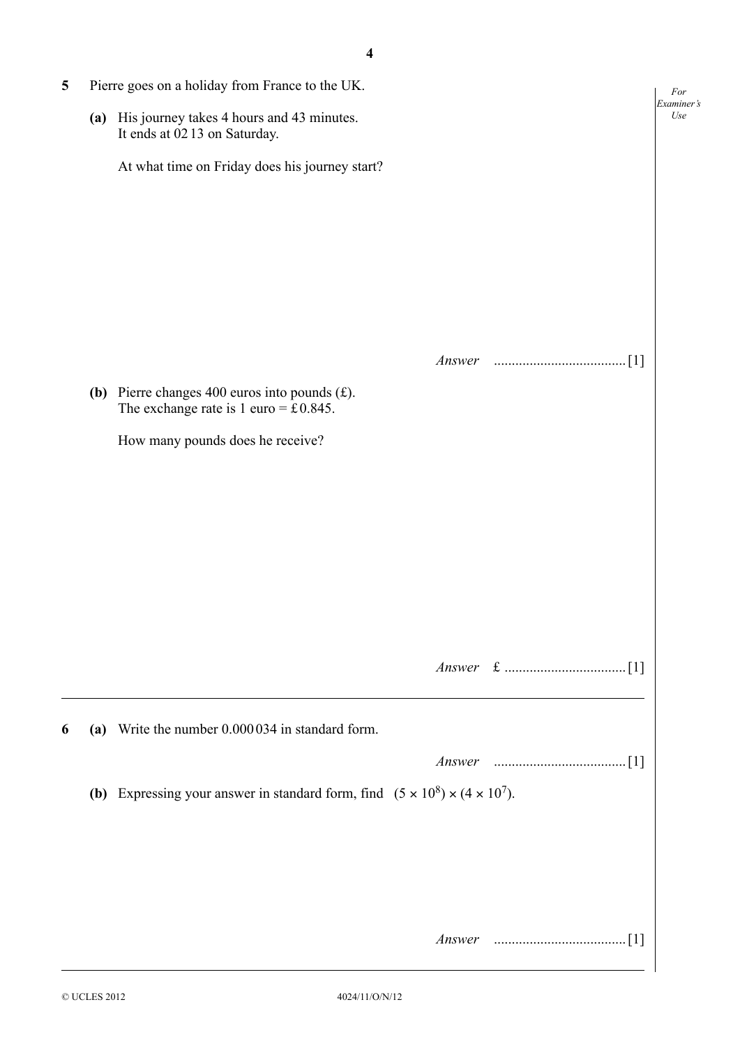**5** Pierre goes on a holiday from France to the UK.

**(a)** His journey takes 4 hours and 43 minutes.
It ends at 02 13 on Saturday.

At what time on Friday does his journey start?

*Answer* .................................... [1]

**(b)** Pierre changes 400 euros into pounds (£).
The exchange rate is 1 euro = £0.845.

How many pounds does he receive?

*Answer* £ ................................. [1]

---

**6** **(a)** Write the number 0.000 034 in standard form.

*Answer* .................................... [1]

**(b)** Expressing your answer in standard form, find $(5 \times 10^8) \times (4 \times 10^7)$.

*Answer* .................................... [1]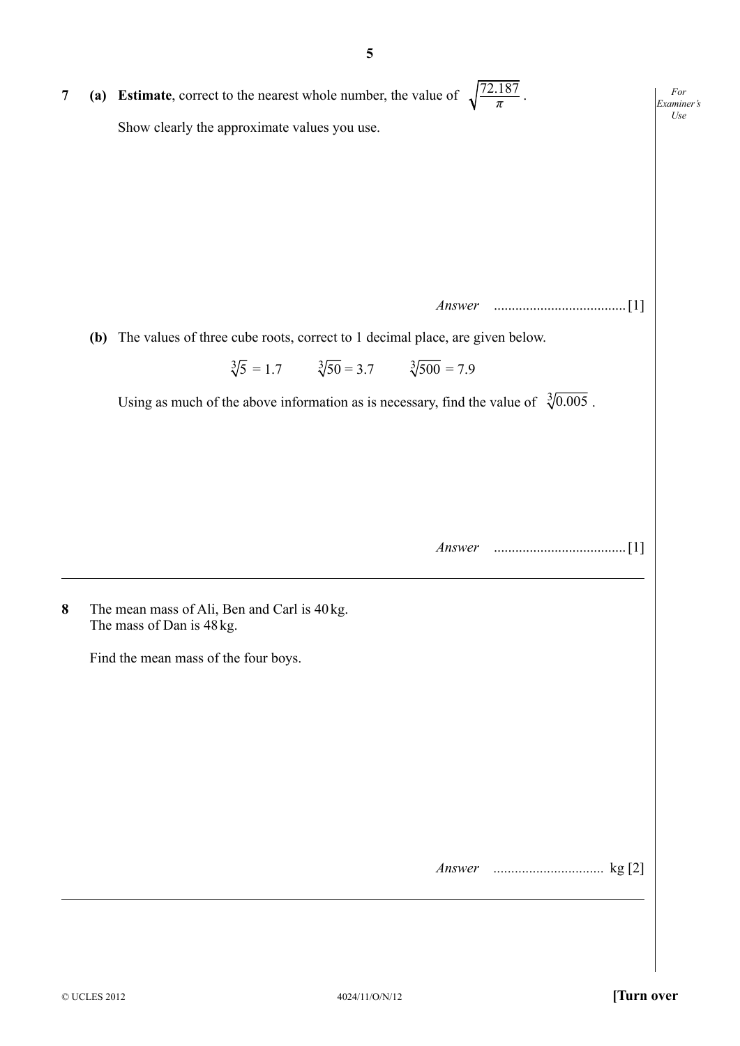**7** **(a)** **Estimate**, correct to the nearest whole number, the value of $\sqrt{\dfrac{72.187}{\pi}}$.

Show clearly the approximate values you use.

*Answer* ..................................... [1]

**(b)** The values of three cube roots, correct to 1 decimal place, are given below.

$$\sqrt[3]{5} = 1.7 \qquad \sqrt[3]{50} = 3.7 \qquad \sqrt[3]{500} = 7.9$$

Using as much of the above information as is necessary, find the value of $\sqrt[3]{0.005}$.

*Answer* ..................................... [1]

---

**8** The mean mass of Ali, Ben and Carl is 40 kg.
The mass of Dan is 48 kg.

Find the mean mass of the four boys.

*Answer* ............................... kg [2]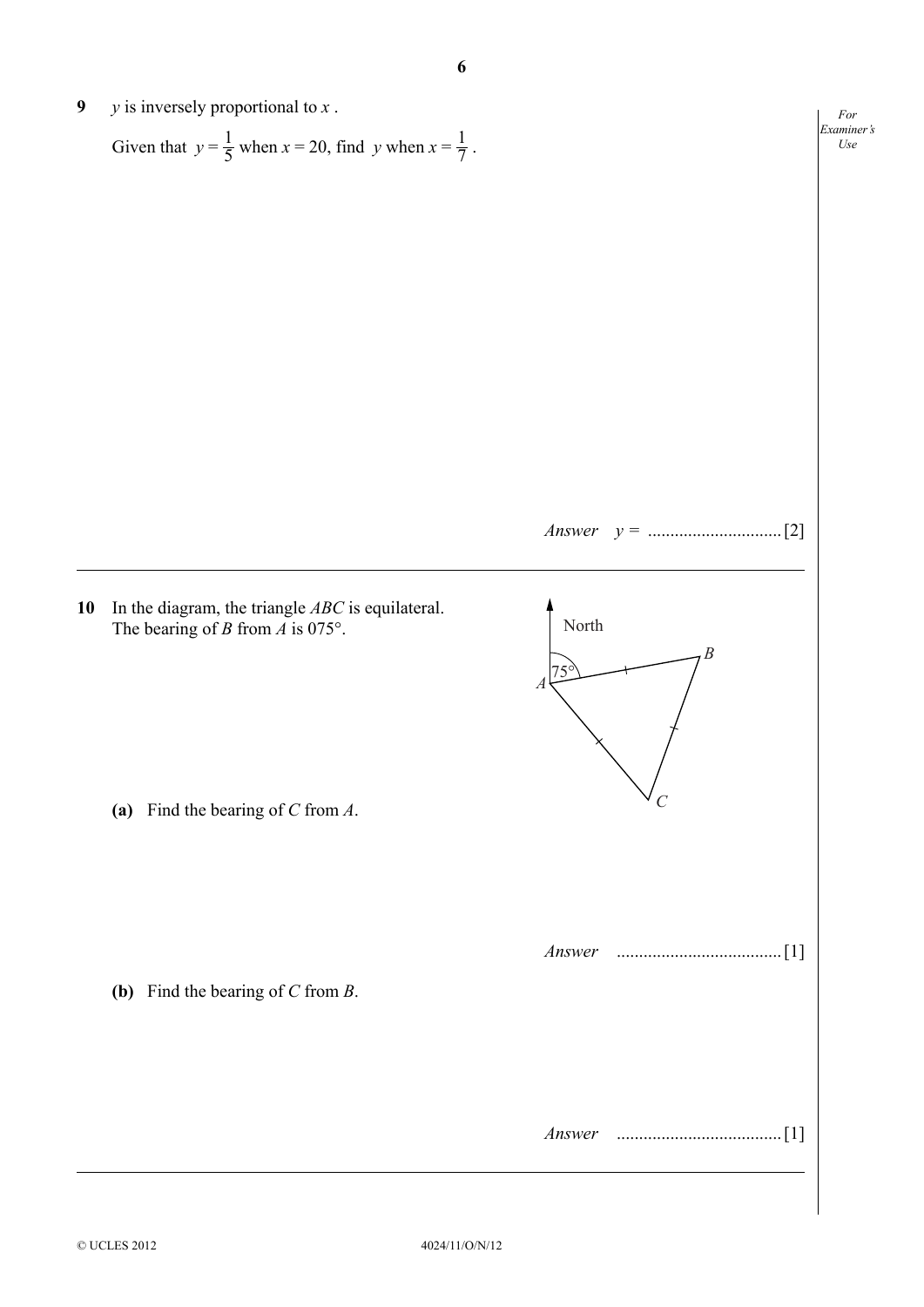**9** $y$ is inversely proportional to $x$.

Given that $y = \frac{1}{5}$ when $x = 20$, find $y$ when $x = \frac{1}{7}$.

*Answer* $y =$ .............................. [2]

---

**10** In the diagram, the triangle $ABC$ is equilateral.
The bearing of $B$ from $A$ is 075°.

North

75°

A

B

C

**(a)** Find the bearing of $C$ from $A$.

*Answer* ..................................... [1]

**(b)** Find the bearing of $C$ from $B$.

*Answer* ..................................... [1]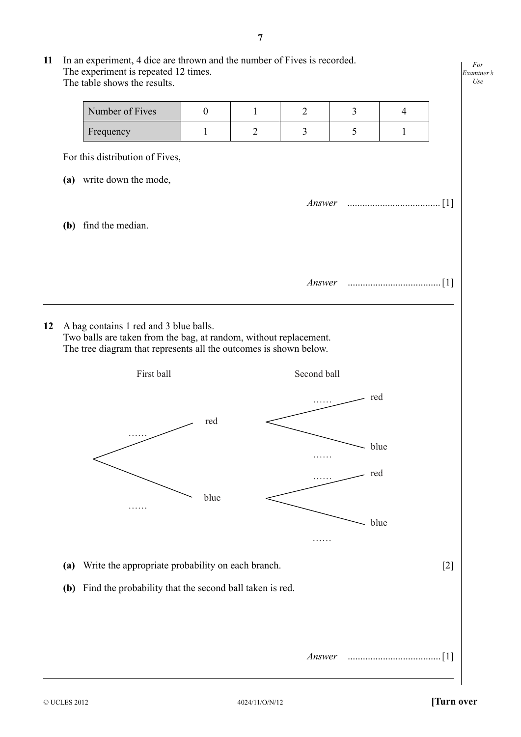**11** In an experiment, 4 dice are thrown and the number of Fives is recorded.
The experiment is repeated 12 times.
The table shows the results.

| Number of Fives | 0 | 1 | 2 | 3 | 4 |
|---|---|---|---|---|---|
| Frequency | 1 | 2 | 3 | 5 | 1 |

For this distribution of Fives,

**(a)** write down the mode,

*Answer* .................................... [1]

**(b)** find the median.

*Answer* .................................... [1]

---

**12** A bag contains 1 red and 3 blue balls.
Two balls are taken from the bag, at random, without replacement.
The tree diagram that represents all the outcomes is shown below.

First ball

Second ball

……

red

……

red

……

blue

……

red

……

blue

……

blue

**(a)** Write the appropriate probability on each branch. [2]

**(b)** Find the probability that the second ball taken is red.

*Answer* .................................... [1]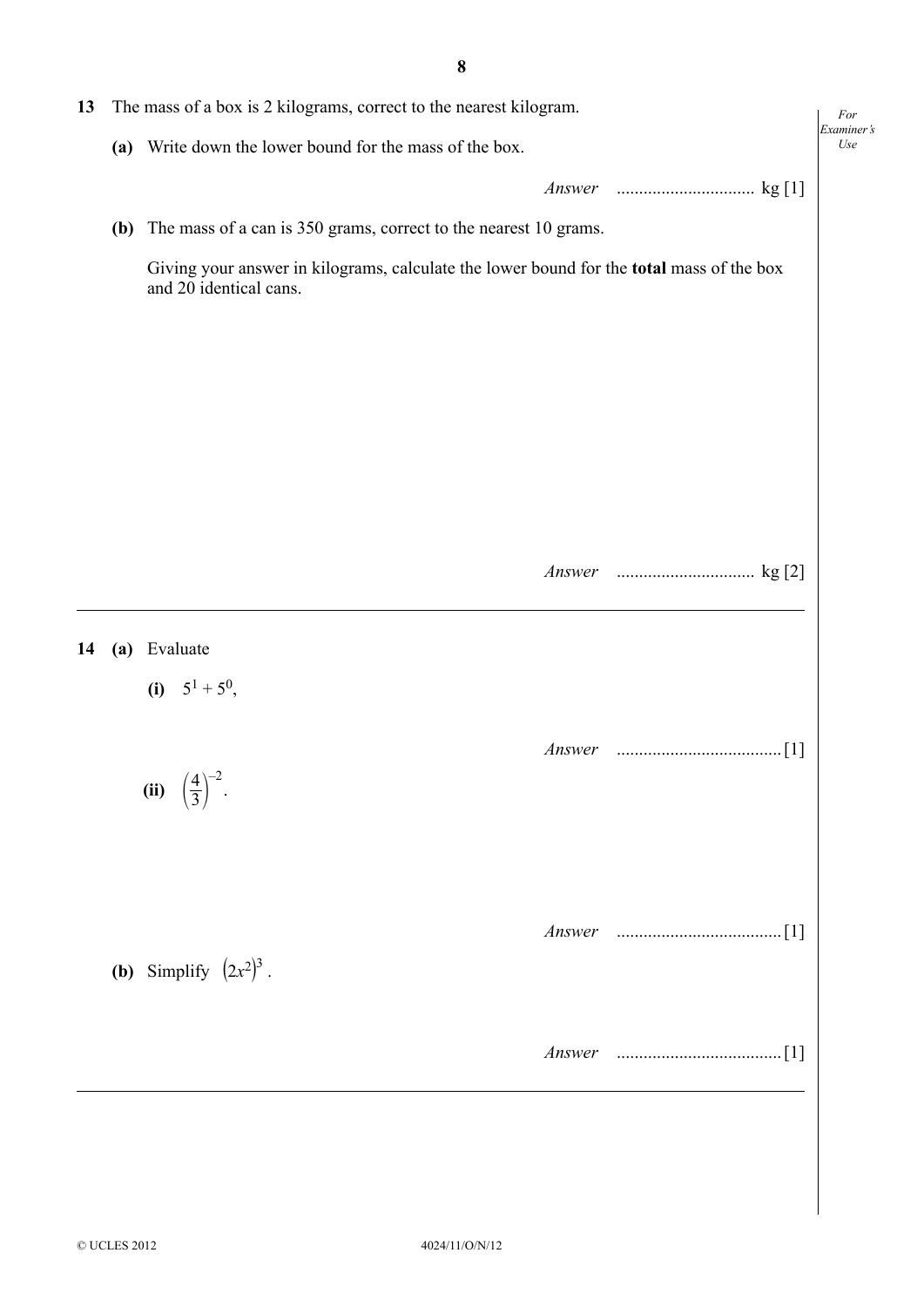**13** The mass of a box is 2 kilograms, correct to the nearest kilogram.

**(a)** Write down the lower bound for the mass of the box.

*Answer* ............................... kg [1]

**(b)** The mass of a can is 350 grams, correct to the nearest 10 grams.

Giving your answer in kilograms, calculate the lower bound for the **total** mass of the box and 20 identical cans.

*Answer* ............................... kg [2]

---

**14** **(a)** Evaluate

**(i)** $5^1 + 5^0$,

*Answer* ..................................... [1]

**(ii)** $\left(\frac{4}{3}\right)^{-2}$.

*Answer* ..................................... [1]

**(b)** Simplify $\left(2x^2\right)^3$.

*Answer* ..................................... [1]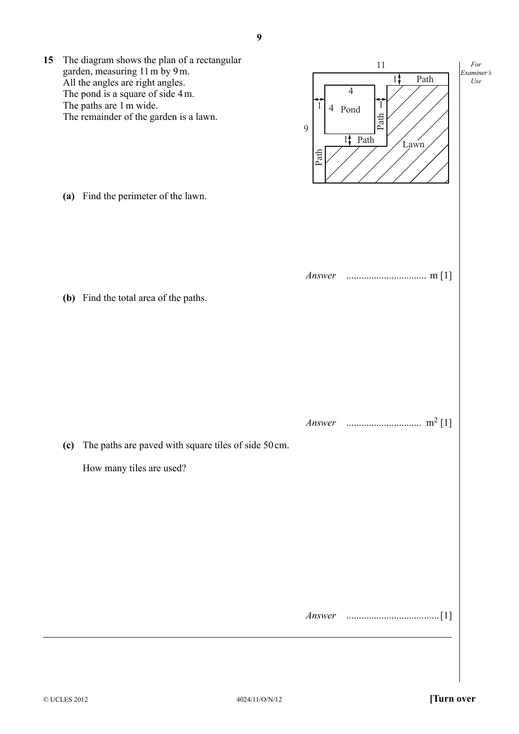**15** The diagram shows the plan of a rectangular garden, measuring 11 m by 9 m.
All the angles are right angles.
The pond is a square of side 4 m.
The paths are 1 m wide.
The remainder of the garden is a lawn.

11
1
Path
4
1
4 Pond
1
Path
9
1 Path
Lawn
Path

**(a)** Find the perimeter of the lawn.

*Answer* ................................ m [1]

**(b)** Find the total area of the paths.

*Answer* ............................. $m^2$ [1]

**(c)** The paths are paved with square tiles of side 50 cm.

How many tiles are used?

*Answer* .................................... [1]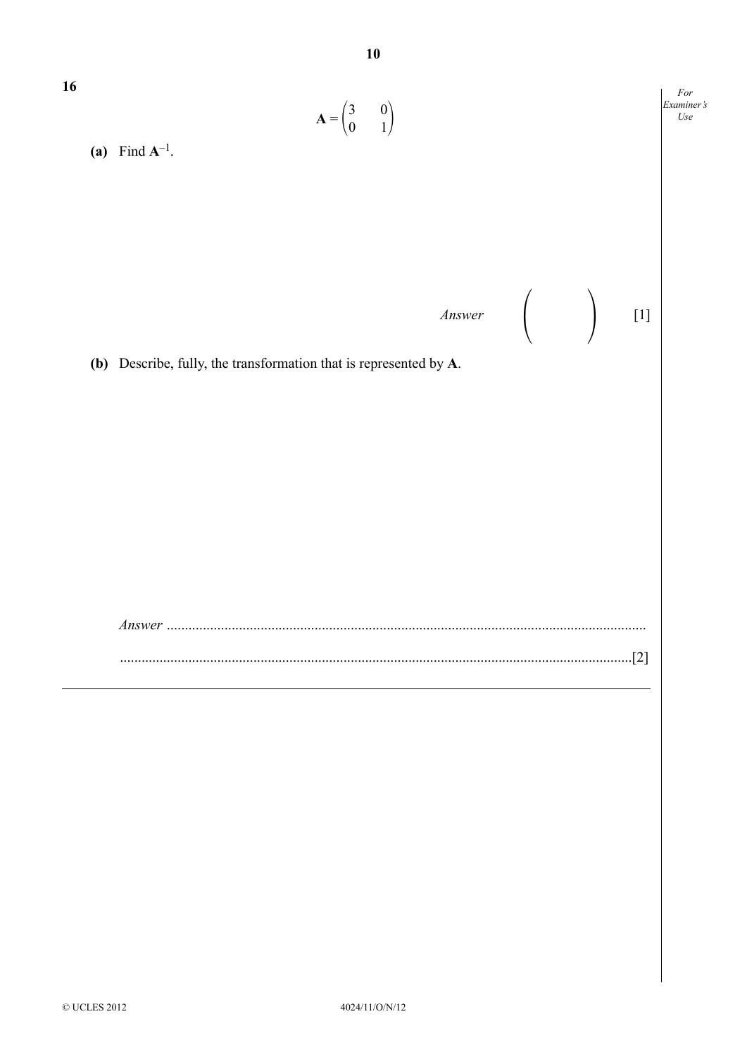**16**

$$\mathbf{A} = \begin{pmatrix} 3 & 0 \\ 0 & 1 \end{pmatrix}$$

**(a)** Find $\mathbf{A}^{-1}$.

*Answer* $\begin{pmatrix} & \\ & \end{pmatrix}$ [1]

**(b)** Describe, fully, the transformation that is represented by $\mathbf{A}$.

*Answer* ..........................................................................................................................................

..........................................................................................................................................[2]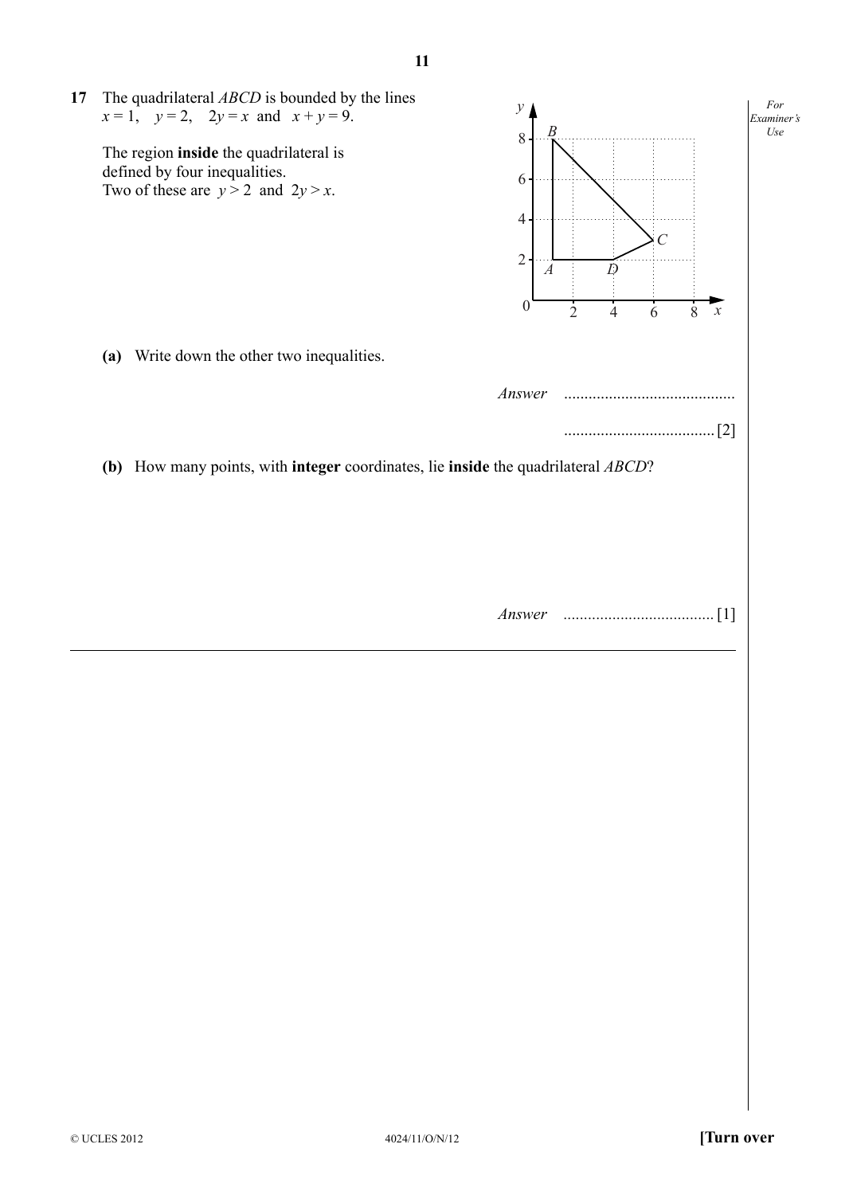**17** The quadrilateral $ABCD$ is bounded by the lines $x = 1$, $y = 2$, $2y = x$ and $x + y = 9$.

The region **inside** the quadrilateral is defined by four inequalities.
Two of these are $y > 2$ and $2y > x$.

y

8 B

6

4

C

2

A D

0 2 4 6 8 x

**(a)** Write down the other two inequalities.

*Answer* ..........................................

..................................... [2]

**(b)** How many points, with **integer** coordinates, lie **inside** the quadrilateral $ABCD$?

*Answer* ..................................... [1]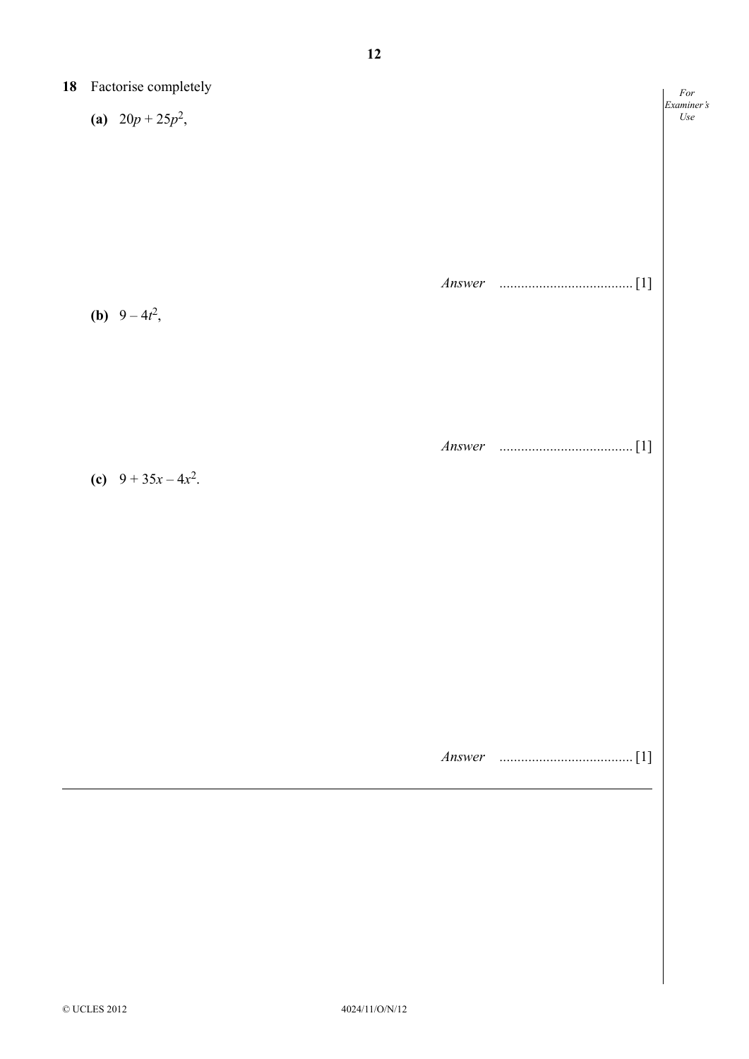**18** Factorise completely

**(a)** $20p + 25p^2$,

*Answer* ..................................... [1]

**(b)** $9 - 4t^2$,

*Answer* ..................................... [1]

**(c)** $9 + 35x - 4x^2$.

*Answer* ..................................... [1]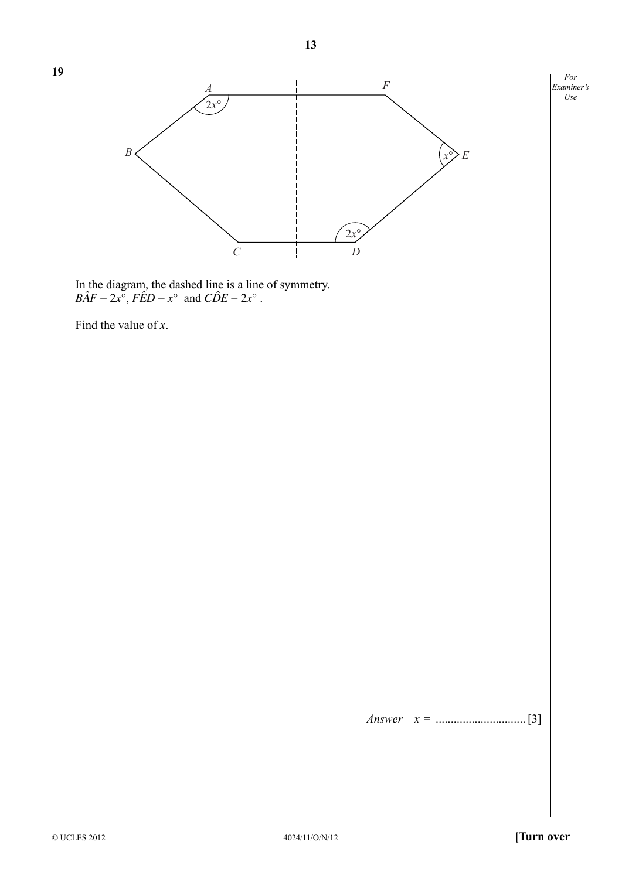**19**

A

F

$2x°$

B

$x°$ E

$2x°$

C

D

In the diagram, the dashed line is a line of symmetry.
$B\hat{A}F = 2x°$, $F\hat{E}D = x°$ and $C\hat{D}E = 2x°$ .

Find the value of $x$.

*Answer* $x$ = ............................. [3]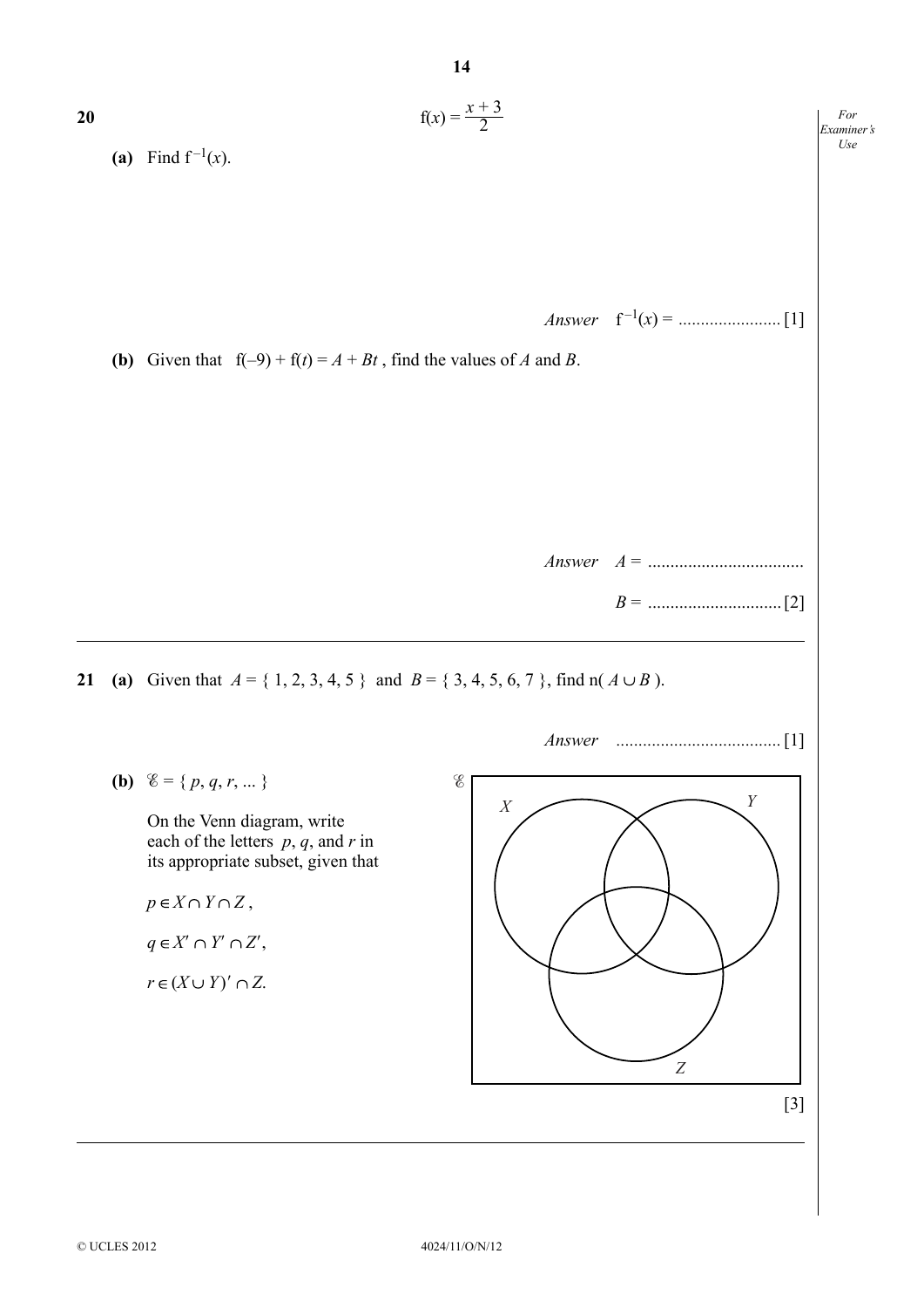**20** $$f(x) = \frac{x+3}{2}$$

**(a)** Find $f^{-1}(x)$.

*Answer* $f^{-1}(x) =$ ....................... [1]

**(b)** Given that $f(-9) + f(t) = A + Bt$, find the values of $A$ and $B$.

*Answer* $A =$ ...................................

$B =$ ............................. [2]

---

**21** **(a)** Given that $A = \{ 1, 2, 3, 4, 5 \}$ and $B = \{ 3, 4, 5, 6, 7 \}$, find $n( A \cup B )$.

*Answer* ..................................... [1]

**(b)** $\mathscr{E} = \{ p, q, r, ... \}$

On the Venn diagram, write each of the letters $p$, $q$, and $r$ in its appropriate subset, given that

$p \in X \cap Y \cap Z$,

$q \in X' \cap Y' \cap Z'$,

$r \in (X \cup Y)' \cap Z$.

$\mathscr{E}$

X

Y

Z

[3]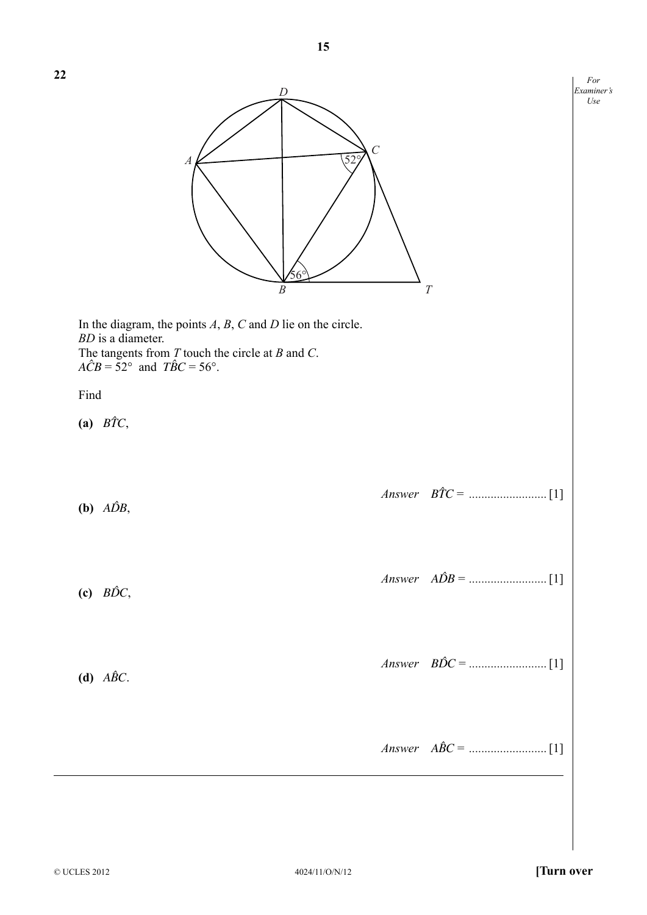**22**

D

A

C

52°

56°

B

T

In the diagram, the points $A$, $B$, $C$ and $D$ lie on the circle.
$BD$ is a diameter.
The tangents from $T$ touch the circle at $B$ and $C$.
$A\hat{C}B = 52°$ and $T\hat{B}C = 56°$.

Find

**(a)** $B\hat{T}C$,

*Answer* $B\hat{T}C$ = ......................... [1]

**(b)** $A\hat{D}B$,

*Answer* $A\hat{D}B$ = ......................... [1]

**(c)** $B\hat{D}C$,

*Answer* $B\hat{D}C$ = ......................... [1]

**(d)** $A\hat{B}C$.

*Answer* $A\hat{B}C$ = ......................... [1]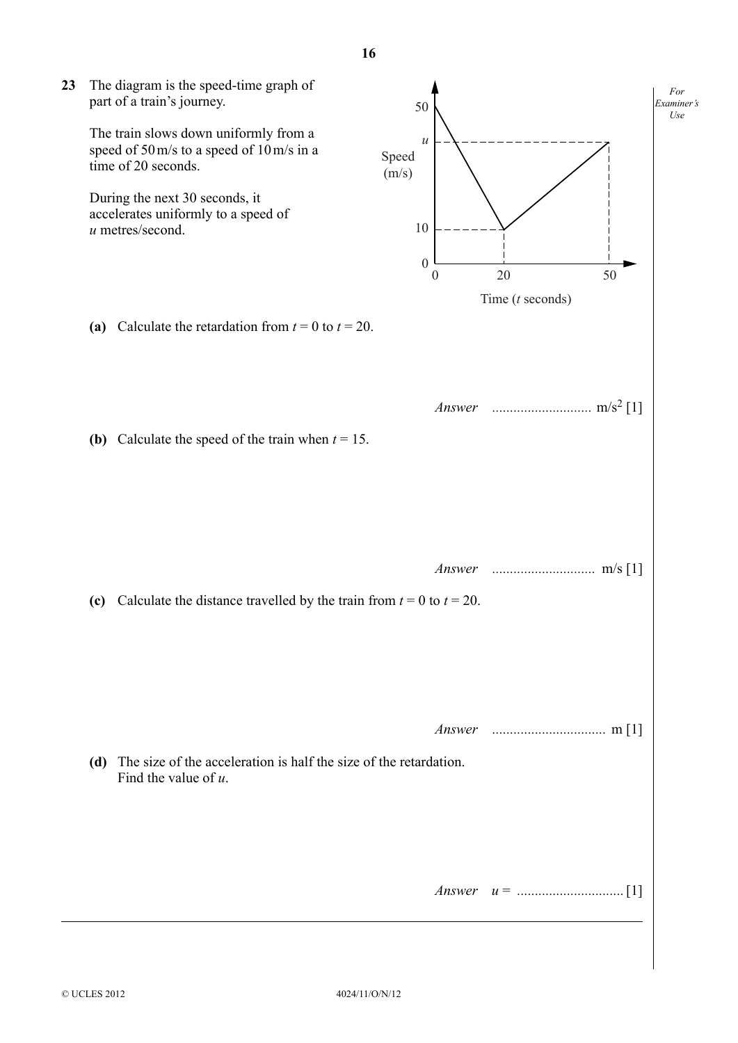**23** The diagram is the speed-time graph of part of a train's journey.

The train slows down uniformly from a speed of 50 m/s to a speed of 10 m/s in a time of 20 seconds.

During the next 30 seconds, it accelerates uniformly to a speed of $u$ metres/second.

Speed (m/s)

50

$u$

10

0

0

20

50

Time ($t$ seconds)

**(a)** Calculate the retardation from $t = 0$ to $t = 20$.

*Answer* ........................... m/s$^2$ [1]

**(b)** Calculate the speed of the train when $t = 15$.

*Answer* ............................ m/s [1]

**(c)** Calculate the distance travelled by the train from $t = 0$ to $t = 20$.

*Answer* ................................ m [1]

**(d)** The size of the acceleration is half the size of the retardation.
Find the value of $u$.

*Answer* $u$ = .............................. [1]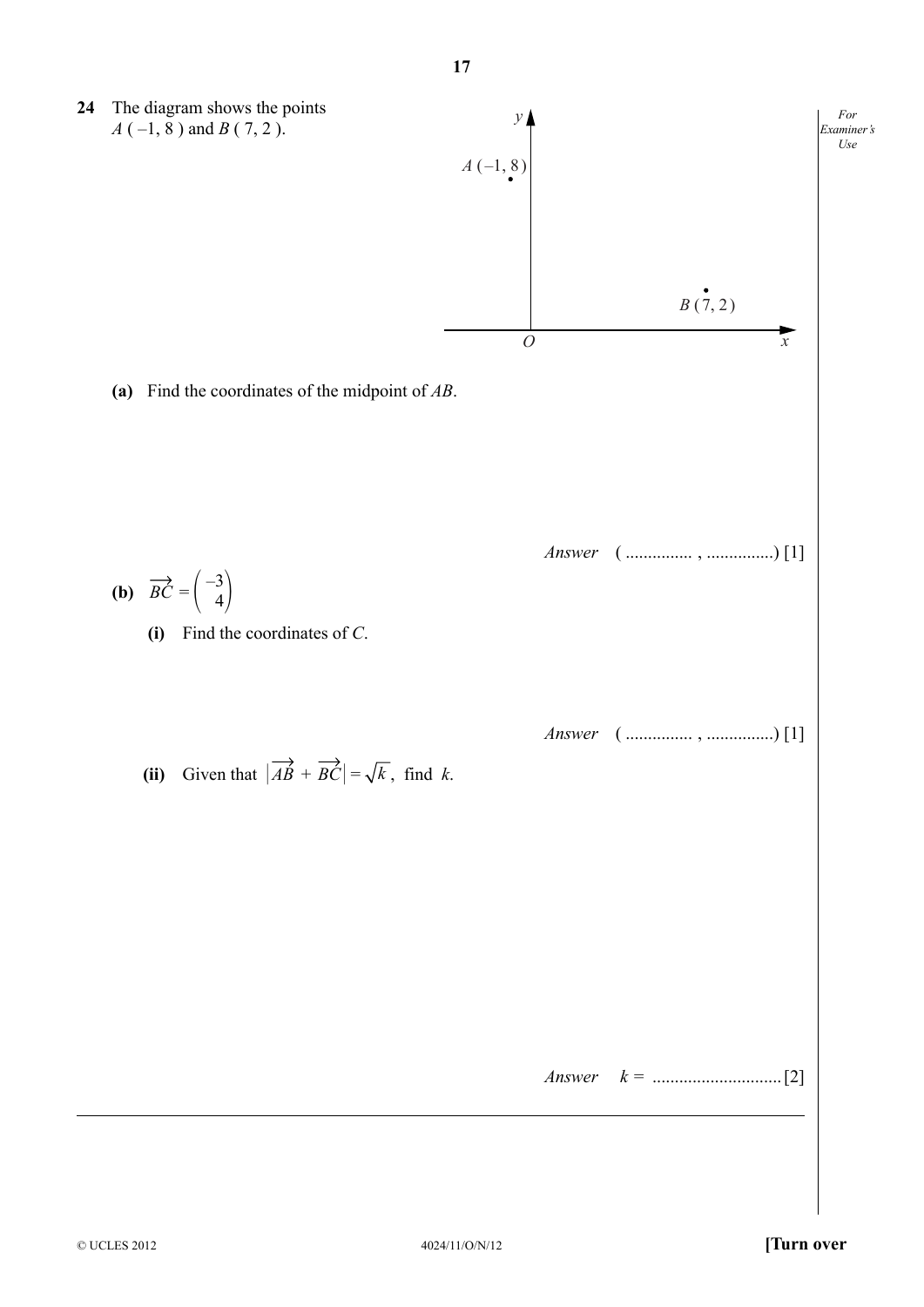**24** The diagram shows the points $A(-1, 8)$ and $B(7, 2)$.

$y$

$A(-1, 8)$

$B(7, 2)$

$O$

$x$

**(a)** Find the coordinates of the midpoint of $AB$.

*Answer* ( ............... , ...............) [1]

**(b)** $\overrightarrow{BC} = \begin{pmatrix} -3 \\ 4 \end{pmatrix}$

**(i)** Find the coordinates of $C$.

*Answer* ( ............... , ...............) [1]

**(ii)** Given that $|\overrightarrow{AB} + \overrightarrow{BC}| = \sqrt{k}$, find $k$.

*Answer* $k =$ ............................ [2]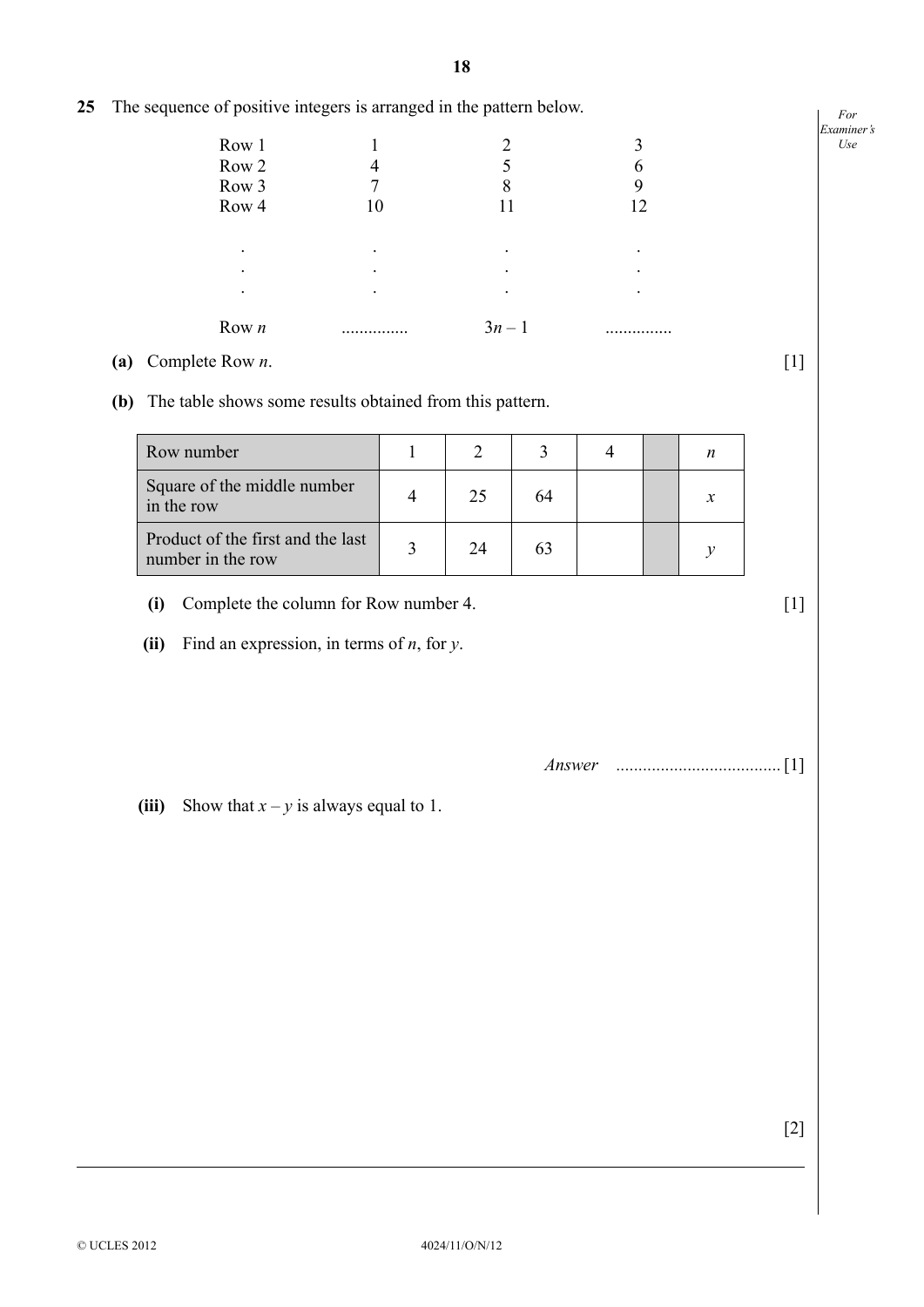**25** The sequence of positive integers is arranged in the pattern below.

| | | | |
|---|---|---|---|
| Row 1 | 1 | 2 | 3 |
| Row 2 | 4 | 5 | 6 |
| Row 3 | 7 | 8 | 9 |
| Row 4 | 10 | 11 | 12 |
| . | . | . | . |
| . | . | . | . |
| . | . | . | . |
| Row $n$ | ............... | $3n - 1$ | ............... |

**(a)** Complete Row $n$. [1]

**(b)** The table shows some results obtained from this pattern.

| Row number | 1 | 2 | 3 | 4 | | $n$ |
|---|---|---|---|---|---|---|
| Square of the middle number in the row | 4 | 25 | 64 | | | $x$ |
| Product of the first and the last number in the row | 3 | 24 | 63 | | | $y$ |

**(i)** Complete the column for Row number 4. [1]

**(ii)** Find an expression, in terms of $n$, for $y$.

*Answer* ..................................... [1]

**(iii)** Show that $x - y$ is always equal to 1.

[2]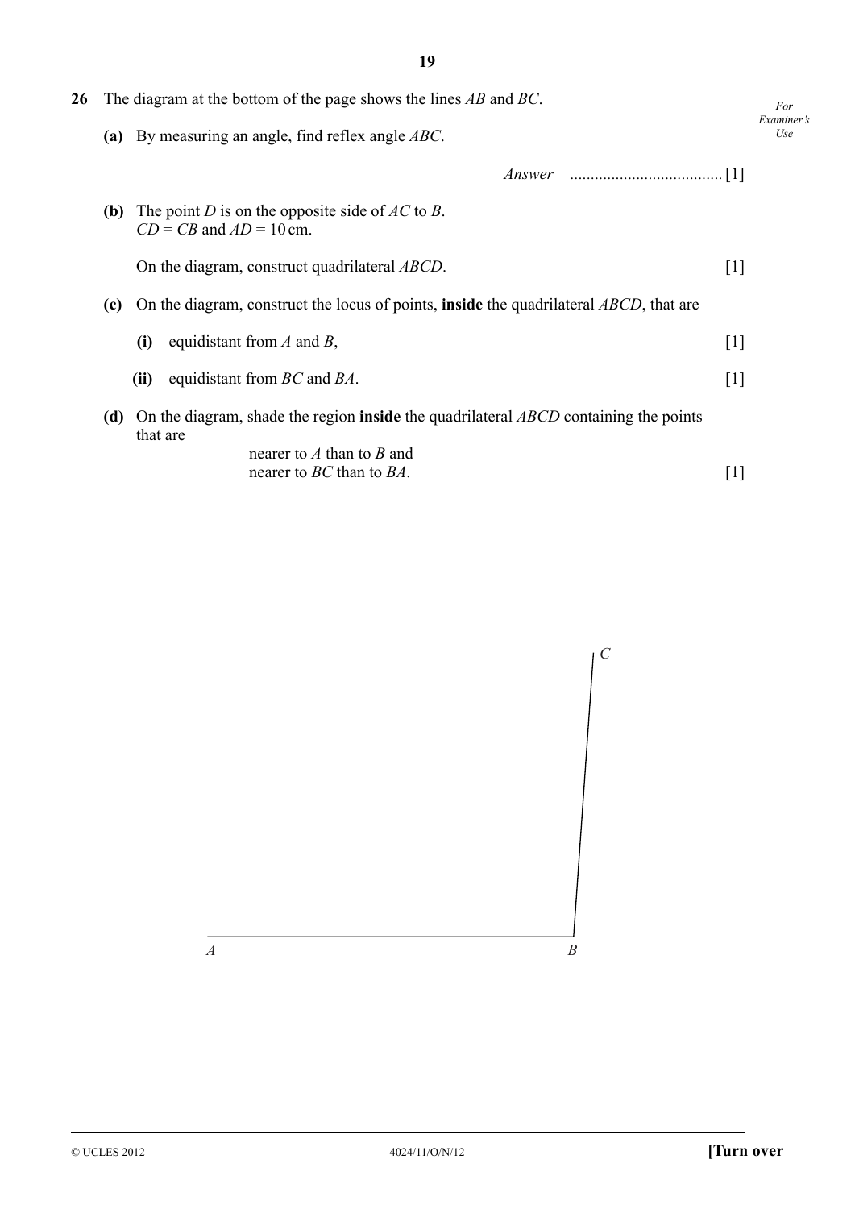**26** The diagram at the bottom of the page shows the lines $AB$ and $BC$.

**(a)** By measuring an angle, find reflex angle $ABC$.

*Answer* ..................................... [1]

**(b)** The point $D$ is on the opposite side of $AC$ to $B$.
$CD = CB$ and $AD = 10$ cm.

On the diagram, construct quadrilateral $ABCD$. [1]

**(c)** On the diagram, construct the locus of points, **inside** the quadrilateral $ABCD$, that are

**(i)** equidistant from $A$ and $B$, [1]

**(ii)** equidistant from $BC$ and $BA$. [1]

**(d)** On the diagram, shade the region **inside** the quadrilateral $ABCD$ containing the points that are

nearer to $A$ than to $B$ and
nearer to $BC$ than to $BA$. [1]

C

A

B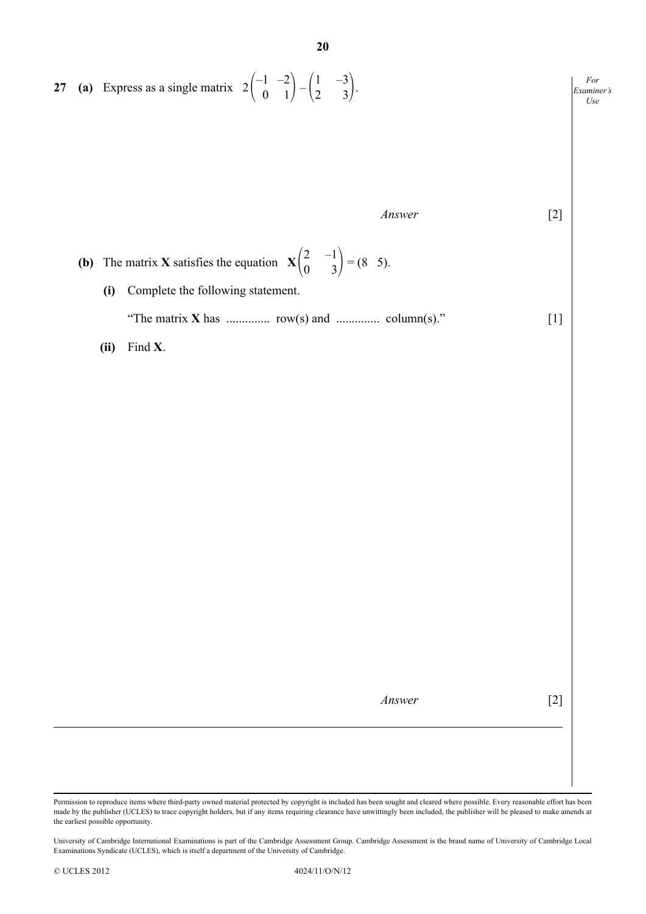**27 (a)** Express as a single matrix $2\begin{pmatrix}-1 & -2\\ 0 & 1\end{pmatrix} - \begin{pmatrix}1 & -3\\ 2 & 3\end{pmatrix}$.

*Answer* [2]

**(b)** The matrix **X** satisfies the equation $\mathbf{X}\begin{pmatrix}2 & -1\\ 0 & 3\end{pmatrix} = (8 \quad 5)$.

**(i)** Complete the following statement.

"The matrix **X** has .............. row(s) and .............. column(s)." [1]

**(ii)** Find **X**.

*Answer* [2]

Permission to reproduce items where third-party owned material protected by copyright is included has been sought and cleared where possible. Every reasonable effort has been made by the publisher (UCLES) to trace copyright holders, but if any items requiring clearance have unwittingly been included, the publisher will be pleased to make amends at the earliest possible opportunity.

University of Cambridge International Examinations is part of the Cambridge Assessment Group. Cambridge Assessment is the brand name of University of Cambridge Local Examinations Syndicate (UCLES), which is itself a department of the University of Cambridge.